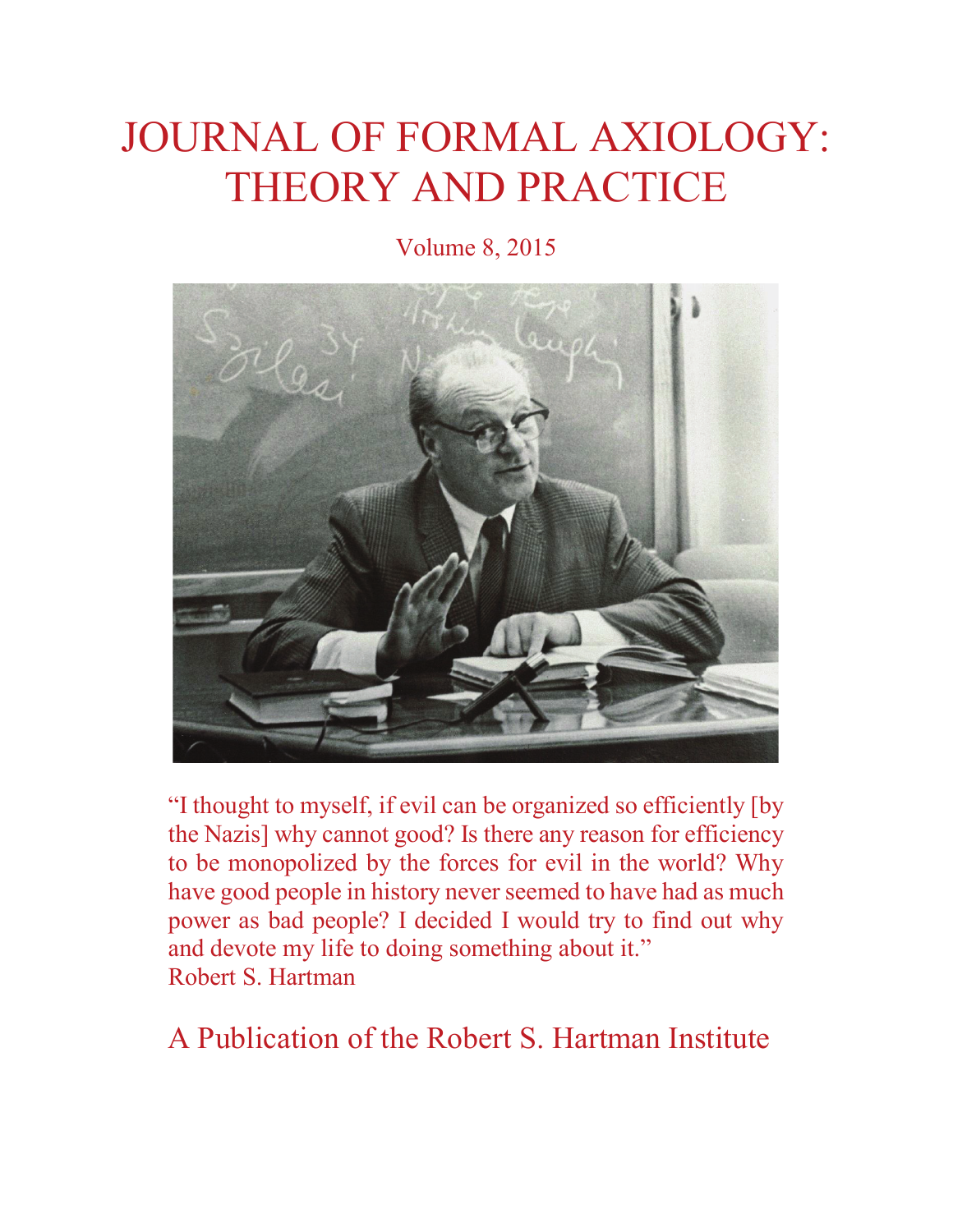# JOURNAL OF FORMAL AXIOLOGY: THEORY AND PRACTICE

Volume 8, 2015

"I thought to myself, if evil can be organized so efficiently [by the Nazis] why cannot good? Is there any reason for efficiency to be monopolized by the forces for evil in the world? Why have good people in history never seemed to have had as much power as bad people? I decided I would try to find out why and devote my life to doing something about it."
Robert S. Hartman

A Publication of the Robert S. Hartman Institute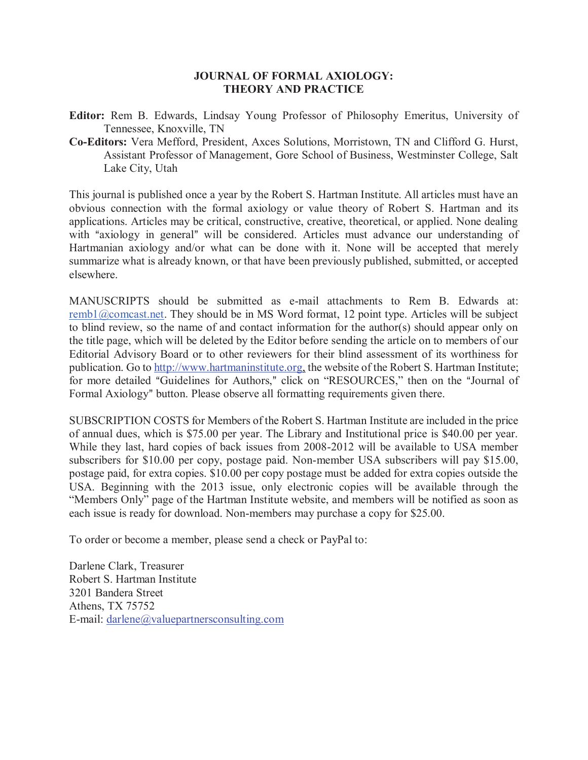## JOURNAL OF FORMAL AXIOLOGY: THEORY AND PRACTICE

**Editor:** Rem B. Edwards, Lindsay Young Professor of Philosophy Emeritus, University of Tennessee, Knoxville, TN

**Co-Editors:** Vera Mefford, President, Axces Solutions, Morristown, TN and Clifford G. Hurst, Assistant Professor of Management, Gore School of Business, Westminster College, Salt Lake City, Utah

This journal is published once a year by the Robert S. Hartman Institute. All articles must have an obvious connection with the formal axiology or value theory of Robert S. Hartman and its applications. Articles may be critical, constructive, creative, theoretical, or applied. None dealing with "axiology in general" will be considered. Articles must advance our understanding of Hartmanian axiology and/or what can be done with it. None will be accepted that merely summarize what is already known, or that have been previously published, submitted, or accepted elsewhere.

MANUSCRIPTS should be submitted as e-mail attachments to Rem B. Edwards at: remb1@comcast.net. They should be in MS Word format, 12 point type. Articles will be subject to blind review, so the name of and contact information for the author(s) should appear only on the title page, which will be deleted by the Editor before sending the article on to members of our Editorial Advisory Board or to other reviewers for their blind assessment of its worthiness for publication. Go to http://www.hartmaninstitute.org, the website of the Robert S. Hartman Institute; for more detailed "Guidelines for Authors," click on "RESOURCES," then on the "Journal of Formal Axiology" button. Please observe all formatting requirements given there.

SUBSCRIPTION COSTS for Members of the Robert S. Hartman Institute are included in the price of annual dues, which is $75.00 per year. The Library and Institutional price is $40.00 per year. While they last, hard copies of back issues from 2008-2012 will be available to USA member subscribers for $10.00 per copy, postage paid. Non-member USA subscribers will pay $15.00, postage paid, for extra copies. $10.00 per copy postage must be added for extra copies outside the USA. Beginning with the 2013 issue, only electronic copies will be available through the "Members Only" page of the Hartman Institute website, and members will be notified as soon as each issue is ready for download. Non-members may purchase a copy for $25.00.

To order or become a member, please send a check or PayPal to:

Darlene Clark, Treasurer  
Robert S. Hartman Institute  
3201 Bandera Street  
Athens, TX 75752  
E-mail: darlene@valuepartnersconsulting.com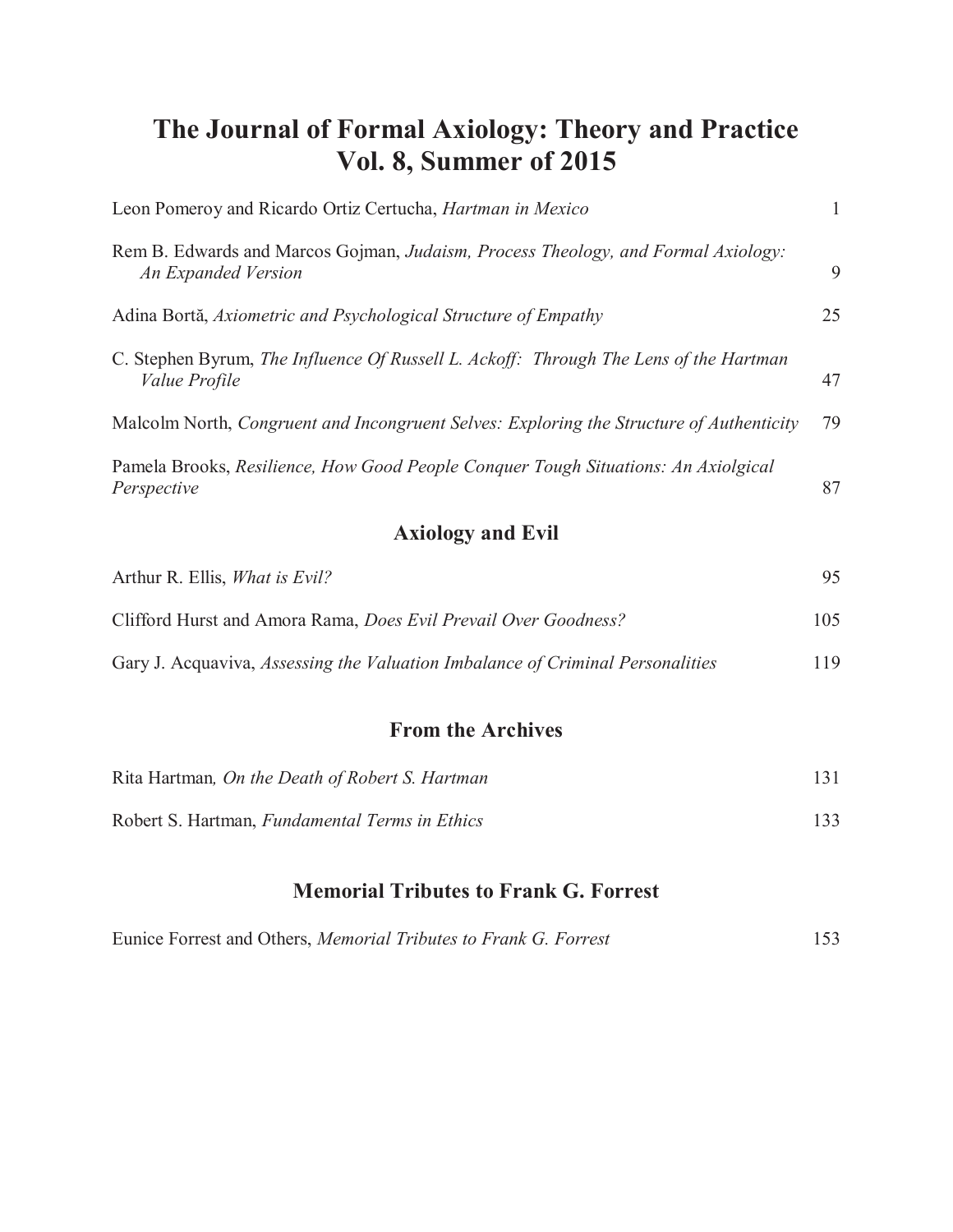# The Journal of Formal Axiology: Theory and Practice
# Vol. 8, Summer of 2015

Leon Pomeroy and Ricardo Ortiz Certucha, *Hartman in Mexico* 1

Rem B. Edwards and Marcos Gojman, *Judaism, Process Theology, and Formal Axiology: An Expanded Version* 9

Adina Bortă, *Axiometric and Psychological Structure of Empathy* 25

C. Stephen Byrum, *The Influence Of Russell L. Ackoff: Through The Lens of the Hartman Value Profile* 47

Malcolm North, *Congruent and Incongruent Selves: Exploring the Structure of Authenticity* 79

Pamela Brooks, *Resilience, How Good People Conquer Tough Situations: An Axiolgical Perspective* 87

## Axiology and Evil

Arthur R. Ellis, *What is Evil?* 95

Clifford Hurst and Amora Rama, *Does Evil Prevail Over Goodness?* 105

Gary J. Acquaviva, *Assessing the Valuation Imbalance of Criminal Personalities* 119

## From the Archives

Rita Hartman, *On the Death of Robert S. Hartman* 131

Robert S. Hartman, *Fundamental Terms in Ethics* 133

## Memorial Tributes to Frank G. Forrest

Eunice Forrest and Others, *Memorial Tributes to Frank G. Forrest* 153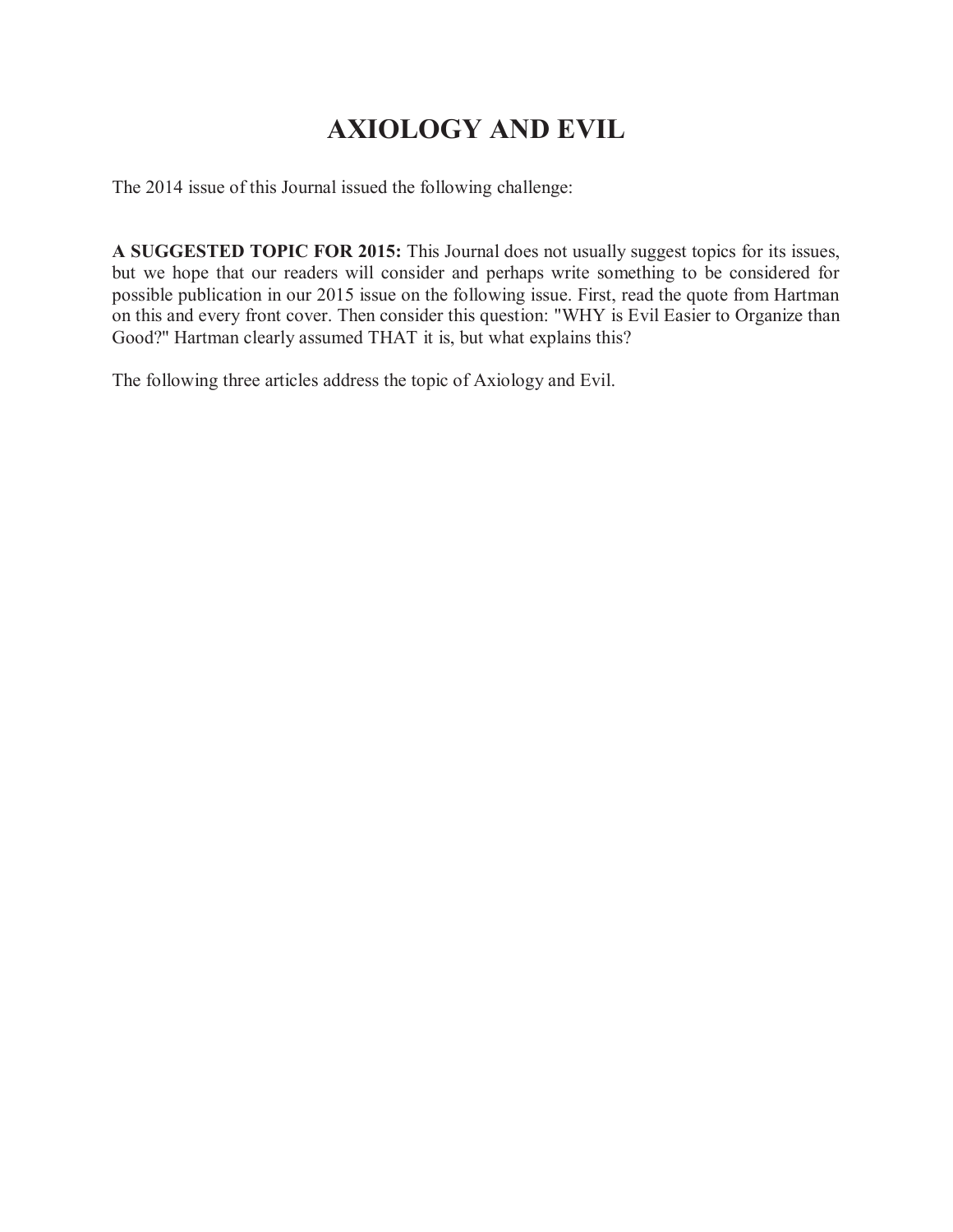# AXIOLOGY AND EVIL

The 2014 issue of this Journal issued the following challenge:

**A SUGGESTED TOPIC FOR 2015:** This Journal does not usually suggest topics for its issues, but we hope that our readers will consider and perhaps write something to be considered for possible publication in our 2015 issue on the following issue. First, read the quote from Hartman on this and every front cover. Then consider this question: "WHY is Evil Easier to Organize than Good?" Hartman clearly assumed THAT it is, but what explains this?

The following three articles address the topic of Axiology and Evil.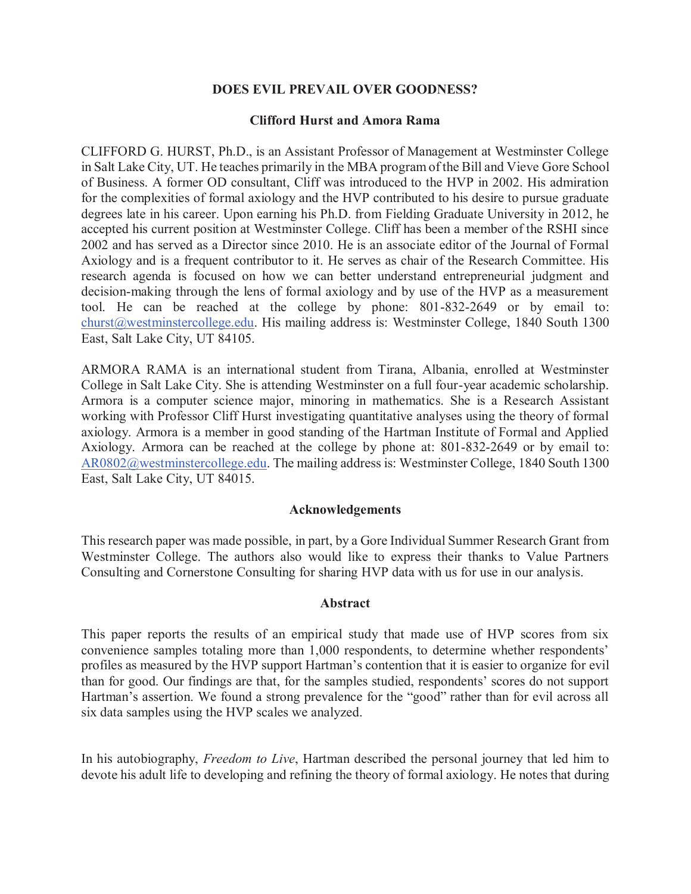**DOES EVIL PREVAIL OVER GOODNESS?**

**Clifford Hurst and Amora Rama**

CLIFFORD G. HURST, Ph.D., is an Assistant Professor of Management at Westminster College in Salt Lake City, UT. He teaches primarily in the MBA program of the Bill and Vieve Gore School of Business. A former OD consultant, Cliff was introduced to the HVP in 2002. His admiration for the complexities of formal axiology and the HVP contributed to his desire to pursue graduate degrees late in his career. Upon earning his Ph.D. from Fielding Graduate University in 2012, he accepted his current position at Westminster College. Cliff has been a member of the RSHI since 2002 and has served as a Director since 2010. He is an associate editor of the Journal of Formal Axiology and is a frequent contributor to it. He serves as chair of the Research Committee. His research agenda is focused on how we can better understand entrepreneurial judgment and decision-making through the lens of formal axiology and by use of the HVP as a measurement tool. He can be reached at the college by phone: 801-832-2649 or by email to: churst@westminstercollege.edu. His mailing address is: Westminster College, 1840 South 1300 East, Salt Lake City, UT 84105.

ARMORA RAMA is an international student from Tirana, Albania, enrolled at Westminster College in Salt Lake City. She is attending Westminster on a full four-year academic scholarship. Armora is a computer science major, minoring in mathematics. She is a Research Assistant working with Professor Cliff Hurst investigating quantitative analyses using the theory of formal axiology. Armora is a member in good standing of the Hartman Institute of Formal and Applied Axiology. Armora can be reached at the college by phone at: 801-832-2649 or by email to: AR0802@westminstercollege.edu. The mailing address is: Westminster College, 1840 South 1300 East, Salt Lake City, UT 84015.

**Acknowledgements**

This research paper was made possible, in part, by a Gore Individual Summer Research Grant from Westminster College. The authors also would like to express their thanks to Value Partners Consulting and Cornerstone Consulting for sharing HVP data with us for use in our analysis.

**Abstract**

This paper reports the results of an empirical study that made use of HVP scores from six convenience samples totaling more than 1,000 respondents, to determine whether respondents' profiles as measured by the HVP support Hartman's contention that it is easier to organize for evil than for good. Our findings are that, for the samples studied, respondents' scores do not support Hartman's assertion. We found a strong prevalence for the "good" rather than for evil across all six data samples using the HVP scales we analyzed.

In his autobiography, *Freedom to Live*, Hartman described the personal journey that led him to devote his adult life to developing and refining the theory of formal axiology. He notes that during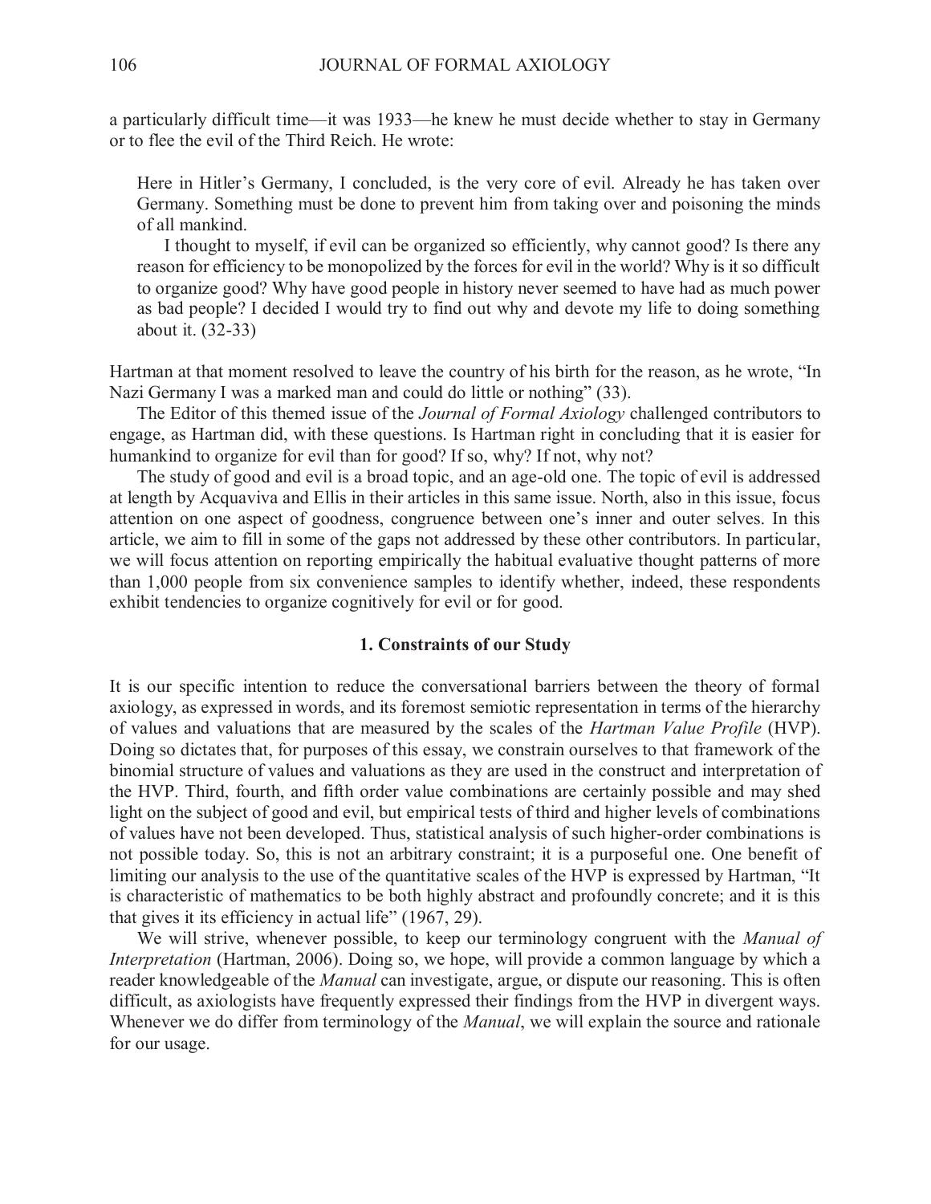a particularly difficult time—it was 1933—he knew he must decide whether to stay in Germany or to flee the evil of the Third Reich. He wrote:

> Here in Hitler's Germany, I concluded, is the very core of evil. Already he has taken over Germany. Something must be done to prevent him from taking over and poisoning the minds of all mankind.
>
> I thought to myself, if evil can be organized so efficiently, why cannot good? Is there any reason for efficiency to be monopolized by the forces for evil in the world? Why is it so difficult to organize good? Why have good people in history never seemed to have had as much power as bad people? I decided I would try to find out why and devote my life to doing something about it. (32-33)

Hartman at that moment resolved to leave the country of his birth for the reason, as he wrote, "In Nazi Germany I was a marked man and could do little or nothing" (33).

The Editor of this themed issue of the *Journal of Formal Axiology* challenged contributors to engage, as Hartman did, with these questions. Is Hartman right in concluding that it is easier for humankind to organize for evil than for good? If so, why? If not, why not?

The study of good and evil is a broad topic, and an age-old one. The topic of evil is addressed at length by Acquaviva and Ellis in their articles in this same issue. North, also in this issue, focus attention on one aspect of goodness, congruence between one's inner and outer selves. In this article, we aim to fill in some of the gaps not addressed by these other contributors. In particular, we will focus attention on reporting empirically the habitual evaluative thought patterns of more than 1,000 people from six convenience samples to identify whether, indeed, these respondents exhibit tendencies to organize cognitively for evil or for good.

## 1. Constraints of our Study

It is our specific intention to reduce the conversational barriers between the theory of formal axiology, as expressed in words, and its foremost semiotic representation in terms of the hierarchy of values and valuations that are measured by the scales of the *Hartman Value Profile* (HVP). Doing so dictates that, for purposes of this essay, we constrain ourselves to that framework of the binomial structure of values and valuations as they are used in the construct and interpretation of the HVP. Third, fourth, and fifth order value combinations are certainly possible and may shed light on the subject of good and evil, but empirical tests of third and higher levels of combinations of values have not been developed. Thus, statistical analysis of such higher-order combinations is not possible today. So, this is not an arbitrary constraint; it is a purposeful one. One benefit of limiting our analysis to the use of the quantitative scales of the HVP is expressed by Hartman, "It is characteristic of mathematics to be both highly abstract and profoundly concrete; and it is this that gives it its efficiency in actual life" (1967, 29).

We will strive, whenever possible, to keep our terminology congruent with the *Manual of Interpretation* (Hartman, 2006). Doing so, we hope, will provide a common language by which a reader knowledgeable of the *Manual* can investigate, argue, or dispute our reasoning. This is often difficult, as axiologists have frequently expressed their findings from the HVP in divergent ways. Whenever we do differ from terminology of the *Manual*, we will explain the source and rationale for our usage.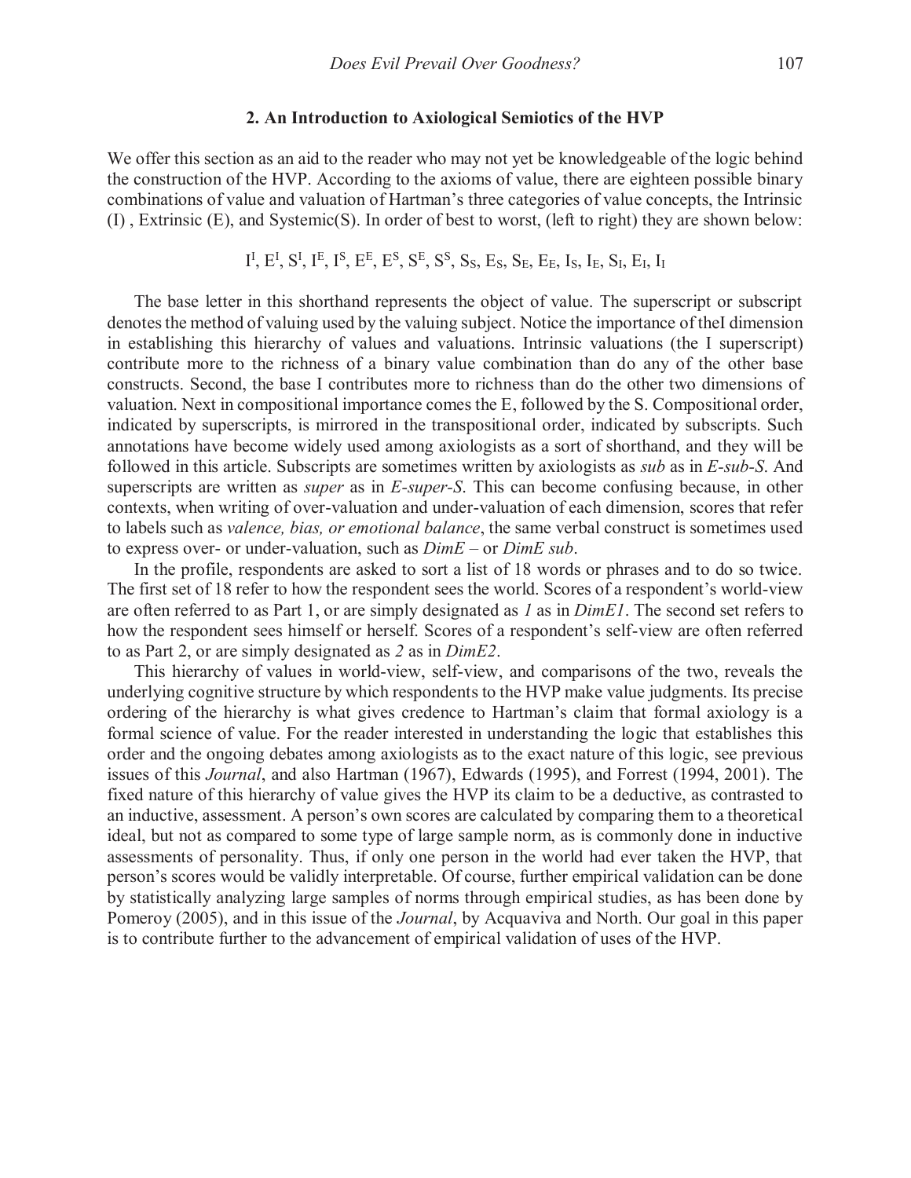## 2. An Introduction to Axiological Semiotics of the HVP

We offer this section as an aid to the reader who may not yet be knowledgeable of the logic behind the construction of the HVP. According to the axioms of value, there are eighteen possible binary combinations of value and valuation of Hartman's three categories of value concepts, the Intrinsic (I) , Extrinsic (E), and Systemic(S). In order of best to worst, (left to right) they are shown below:

$$I^I, E^I, S^I, I^E, I^S, E^E, E^S, S^E, S^S, S_S, E_S, S_E, E_E, I_S, I_E, S_I, E_I, I_I$$

The base letter in this shorthand represents the object of value. The superscript or subscript denotes the method of valuing used by the valuing subject. Notice the importance of theI dimension in establishing this hierarchy of values and valuations. Intrinsic valuations (the I superscript) contribute more to the richness of a binary value combination than do any of the other base constructs. Second, the base I contributes more to richness than do the other two dimensions of valuation. Next in compositional importance comes the E, followed by the S. Compositional order, indicated by superscripts, is mirrored in the transpositional order, indicated by subscripts. Such annotations have become widely used among axiologists as a sort of shorthand, and they will be followed in this article. Subscripts are sometimes written by axiologists as *sub* as in *E-sub-S*. And superscripts are written as *super* as in *E-super-S*. This can become confusing because, in other contexts, when writing of over-valuation and under-valuation of each dimension, scores that refer to labels such as *valence, bias, or emotional balance*, the same verbal construct is sometimes used to express over- or under-valuation, such as *DimE –* or *DimE sub*.

In the profile, respondents are asked to sort a list of 18 words or phrases and to do so twice. The first set of 18 refer to how the respondent sees the world. Scores of a respondent's world-view are often referred to as Part 1, or are simply designated as *1* as in *DimE1*. The second set refers to how the respondent sees himself or herself. Scores of a respondent's self-view are often referred to as Part 2, or are simply designated as *2* as in *DimE2*.

This hierarchy of values in world-view, self-view, and comparisons of the two, reveals the underlying cognitive structure by which respondents to the HVP make value judgments. Its precise ordering of the hierarchy is what gives credence to Hartman's claim that formal axiology is a formal science of value. For the reader interested in understanding the logic that establishes this order and the ongoing debates among axiologists as to the exact nature of this logic, see previous issues of this *Journal*, and also Hartman (1967), Edwards (1995), and Forrest (1994, 2001). The fixed nature of this hierarchy of value gives the HVP its claim to be a deductive, as contrasted to an inductive, assessment. A person's own scores are calculated by comparing them to a theoretical ideal, but not as compared to some type of large sample norm, as is commonly done in inductive assessments of personality. Thus, if only one person in the world had ever taken the HVP, that person's scores would be validly interpretable. Of course, further empirical validation can be done by statistically analyzing large samples of norms through empirical studies, as has been done by Pomeroy (2005), and in this issue of the *Journal*, by Acquaviva and North. Our goal in this paper is to contribute further to the advancement of empirical validation of uses of the HVP.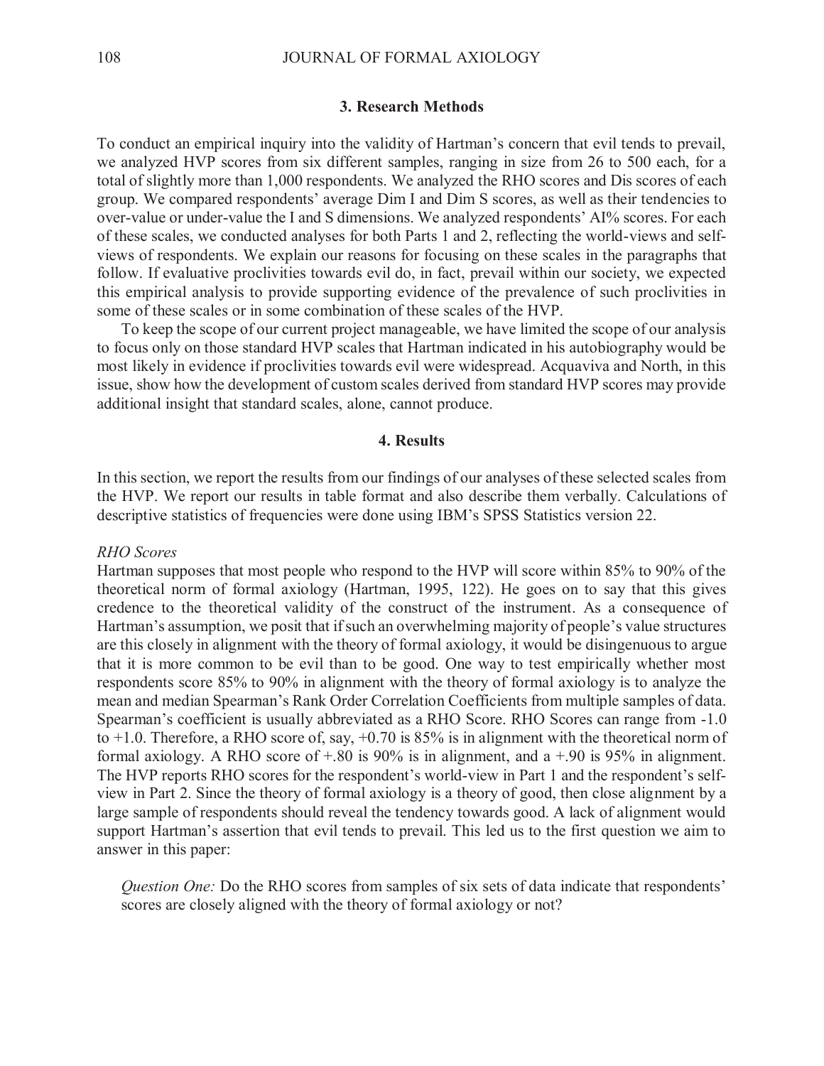## 3. Research Methods

To conduct an empirical inquiry into the validity of Hartman's concern that evil tends to prevail, we analyzed HVP scores from six different samples, ranging in size from 26 to 500 each, for a total of slightly more than 1,000 respondents. We analyzed the RHO scores and Dis scores of each group. We compared respondents' average Dim I and Dim S scores, as well as their tendencies to over-value or under-value the I and S dimensions. We analyzed respondents' AI% scores. For each of these scales, we conducted analyses for both Parts 1 and 2, reflecting the world-views and self-views of respondents. We explain our reasons for focusing on these scales in the paragraphs that follow. If evaluative proclivities towards evil do, in fact, prevail within our society, we expected this empirical analysis to provide supporting evidence of the prevalence of such proclivities in some of these scales or in some combination of these scales of the HVP.

To keep the scope of our current project manageable, we have limited the scope of our analysis to focus only on those standard HVP scales that Hartman indicated in his autobiography would be most likely in evidence if proclivities towards evil were widespread. Acquaviva and North, in this issue, show how the development of custom scales derived from standard HVP scores may provide additional insight that standard scales, alone, cannot produce.

## 4. Results

In this section, we report the results from our findings of our analyses of these selected scales from the HVP. We report our results in table format and also describe them verbally. Calculations of descriptive statistics of frequencies were done using IBM's SPSS Statistics version 22.

*RHO Scores*

Hartman supposes that most people who respond to the HVP will score within 85% to 90% of the theoretical norm of formal axiology (Hartman, 1995, 122). He goes on to say that this gives credence to the theoretical validity of the construct of the instrument. As a consequence of Hartman's assumption, we posit that if such an overwhelming majority of people's value structures are this closely in alignment with the theory of formal axiology, it would be disingenuous to argue that it is more common to be evil than to be good. One way to test empirically whether most respondents score 85% to 90% in alignment with the theory of formal axiology is to analyze the mean and median Spearman's Rank Order Correlation Coefficients from multiple samples of data. Spearman's coefficient is usually abbreviated as a RHO Score. RHO Scores can range from -1.0 to +1.0. Therefore, a RHO score of, say, +0.70 is 85% is in alignment with the theoretical norm of formal axiology. A RHO score of +.80 is 90% is in alignment, and a +.90 is 95% in alignment. The HVP reports RHO scores for the respondent's world-view in Part 1 and the respondent's self-view in Part 2. Since the theory of formal axiology is a theory of good, then close alignment by a large sample of respondents should reveal the tendency towards good. A lack of alignment would support Hartman's assertion that evil tends to prevail. This led us to the first question we aim to answer in this paper:

> *Question One:* Do the RHO scores from samples of six sets of data indicate that respondents' scores are closely aligned with the theory of formal axiology or not?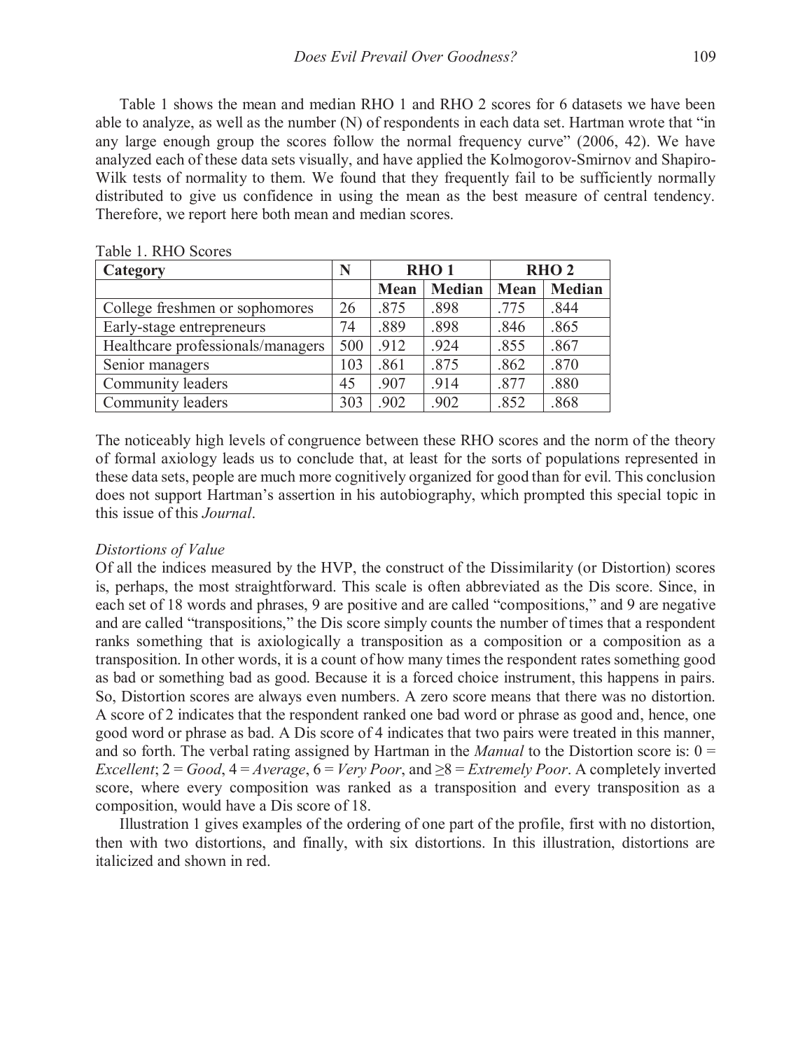Table 1 shows the mean and median RHO 1 and RHO 2 scores for 6 datasets we have been able to analyze, as well as the number (N) of respondents in each data set. Hartman wrote that "in any large enough group the scores follow the normal frequency curve" (2006, 42). We have analyzed each of these data sets visually, and have applied the Kolmogorov-Smirnov and Shapiro-Wilk tests of normality to them. We found that they frequently fail to be sufficiently normally distributed to give us confidence in using the mean as the best measure of central tendency. Therefore, we report here both mean and median scores.

Table 1. RHO Scores

| **Category** | **N** | **RHO 1** | | **RHO 2** | |
|---|---|---|---|---|---|
| | | **Mean** | **Median** | **Mean** | **Median** |
| College freshmen or sophomores | 26 | .875 | .898 | .775 | .844 |
| Early-stage entrepreneurs | 74 | .889 | .898 | .846 | .865 |
| Healthcare professionals/managers | 500 | .912 | .924 | .855 | .867 |
| Senior managers | 103 | .861 | .875 | .862 | .870 |
| Community leaders | 45 | .907 | .914 | .877 | .880 |
| Community leaders | 303 | .902 | .902 | .852 | .868 |

The noticeably high levels of congruence between these RHO scores and the norm of the theory of formal axiology leads us to conclude that, at least for the sorts of populations represented in these data sets, people are much more cognitively organized for good than for evil. This conclusion does not support Hartman's assertion in his autobiography, which prompted this special topic in this issue of this *Journal*.

*Distortions of Value*

Of all the indices measured by the HVP, the construct of the Dissimilarity (or Distortion) scores is, perhaps, the most straightforward. This scale is often abbreviated as the Dis score. Since, in each set of 18 words and phrases, 9 are positive and are called "compositions," and 9 are negative and are called "transpositions," the Dis score simply counts the number of times that a respondent ranks something that is axiologically a transposition as a composition or a composition as a transposition. In other words, it is a count of how many times the respondent rates something good as bad or something bad as good. Because it is a forced choice instrument, this happens in pairs. So, Distortion scores are always even numbers. A zero score means that there was no distortion. A score of 2 indicates that the respondent ranked one bad word or phrase as good and, hence, one good word or phrase as bad. A Dis score of 4 indicates that two pairs were treated in this manner, and so forth. The verbal rating assigned by Hartman in the *Manual* to the Distortion score is: 0 = *Excellent*; 2 = *Good*, 4 = *Average*, 6 = *Very Poor*, and ≥8 = *Extremely Poor*. A completely inverted score, where every composition was ranked as a transposition and every transposition as a composition, would have a Dis score of 18.

Illustration 1 gives examples of the ordering of one part of the profile, first with no distortion, then with two distortions, and finally, with six distortions. In this illustration, distortions are italicized and shown in red.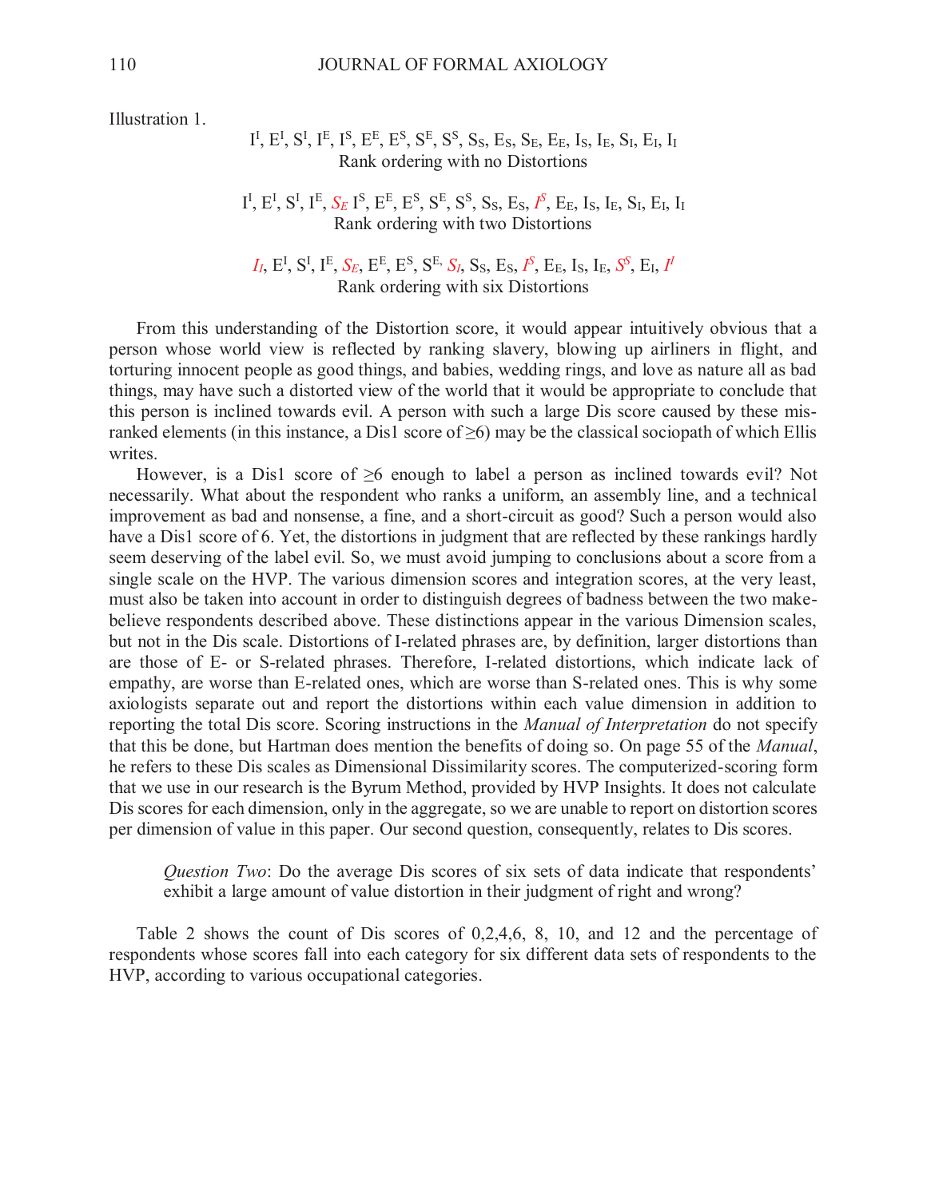Illustration 1.

$I^I$, $E^I$, $S^I$, $I^E$, $I^S$, $E^E$, $E^S$, $S^E$, $S^S$, $S_S$, $E_S$, $S_E$, $E_E$, $I_S$, $I_E$, $S_I$, $E_I$, $I_I$
Rank ordering with no Distortions

$I^I$, $E^I$, $S^I$, $I^E$, $S_E$ $I^S$, $E^E$, $E^S$, $S^E$, $S^S$, $S_S$, $E_S$, $I^S$, $E_E$, $I_S$, $I_E$, $S_I$, $E_I$, $I_I$
Rank ordering with two Distortions

$I_I$, $E^I$, $S^I$, $I^E$, $S_E$, $E^E$, $E^S$, $S^E$, $S_I$, $S_S$, $E_S$, $I^S$, $E_E$, $I_S$, $I_E$, $S^S$, $E_I$, $I^I$
Rank ordering with six Distortions

From this understanding of the Distortion score, it would appear intuitively obvious that a person whose world view is reflected by ranking slavery, blowing up airliners in flight, and torturing innocent people as good things, and babies, wedding rings, and love as nature all as bad things, may have such a distorted view of the world that it would be appropriate to conclude that this person is inclined towards evil. A person with such a large Dis score caused by these mis-ranked elements (in this instance, a Dis1 score of ≥6) may be the classical sociopath of which Ellis writes.

However, is a Dis1 score of ≥6 enough to label a person as inclined towards evil? Not necessarily. What about the respondent who ranks a uniform, an assembly line, and a technical improvement as bad and nonsense, a fine, and a short-circuit as good? Such a person would also have a Dis1 score of 6. Yet, the distortions in judgment that are reflected by these rankings hardly seem deserving of the label evil. So, we must avoid jumping to conclusions about a score from a single scale on the HVP. The various dimension scores and integration scores, at the very least, must also be taken into account in order to distinguish degrees of badness between the two make-believe respondents described above. These distinctions appear in the various Dimension scales, but not in the Dis scale. Distortions of I-related phrases are, by definition, larger distortions than are those of E- or S-related phrases. Therefore, I-related distortions, which indicate lack of empathy, are worse than E-related ones, which are worse than S-related ones. This is why some axiologists separate out and report the distortions within each value dimension in addition to reporting the total Dis score. Scoring instructions in the *Manual of Interpretation* do not specify that this be done, but Hartman does mention the benefits of doing so. On page 55 of the *Manual*, he refers to these Dis scales as Dimensional Dissimilarity scores. The computerized-scoring form that we use in our research is the Byrum Method, provided by HVP Insights. It does not calculate Dis scores for each dimension, only in the aggregate, so we are unable to report on distortion scores per dimension of value in this paper. Our second question, consequently, relates to Dis scores.

> *Question Two*: Do the average Dis scores of six sets of data indicate that respondents' exhibit a large amount of value distortion in their judgment of right and wrong?

Table 2 shows the count of Dis scores of 0,2,4,6, 8, 10, and 12 and the percentage of respondents whose scores fall into each category for six different data sets of respondents to the HVP, according to various occupational categories.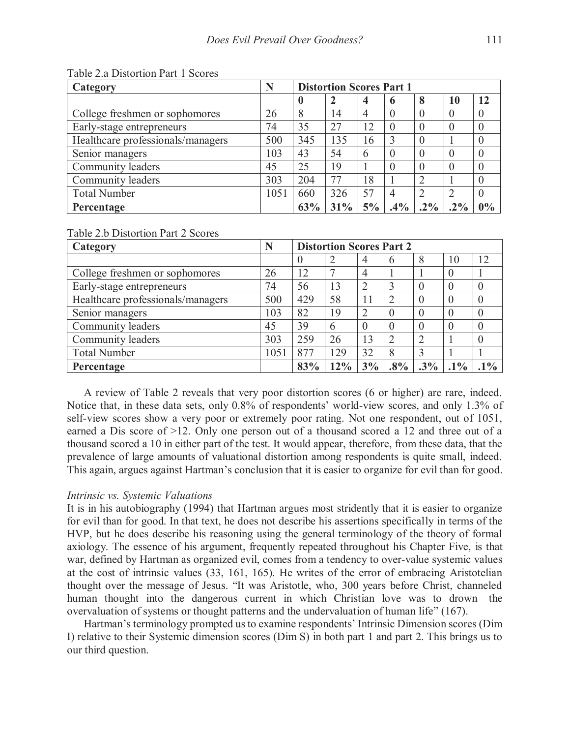Table 2.a Distortion Part 1 Scores

| Category | N | Distortion Scores Part 1 | | | | | | |
|---|---|---|---|---|---|---|---|---|
| | | **0** | **2** | **4** | **6** | **8** | **10** | **12** |
| College freshmen or sophomores | 26 | 8 | 14 | 4 | 0 | 0 | 0 | 0 |
| Early-stage entrepreneurs | 74 | 35 | 27 | 12 | 0 | 0 | 0 | 0 |
| Healthcare professionals/managers | 500 | 345 | 135 | 16 | 3 | 0 | 1 | 0 |
| Senior managers | 103 | 43 | 54 | 6 | 0 | 0 | 0 | 0 |
| Community leaders | 45 | 25 | 19 | 1 | 0 | 0 | 0 | 0 |
| Community leaders | 303 | 204 | 77 | 18 | 1 | 2 | 1 | 0 |
| Total Number | 1051 | 660 | 326 | 57 | 4 | 2 | 2 | 0 |
| **Percentage** | | **63%** | **31%** | **5%** | **.4%** | **.2%** | **.2%** | **0%** |

Table 2.b Distortion Part 2 Scores

| Category | N | Distortion Scores Part 2 | | | | | | |
|---|---|---|---|---|---|---|---|---|
| | | 0 | 2 | 4 | 6 | 8 | 10 | 12 |
| College freshmen or sophomores | 26 | 12 | 7 | 4 | 1 | 1 | 0 | 1 |
| Early-stage entrepreneurs | 74 | 56 | 13 | 2 | 3 | 0 | 0 | 0 |
| Healthcare professionals/managers | 500 | 429 | 58 | 11 | 2 | 0 | 0 | 0 |
| Senior managers | 103 | 82 | 19 | 2 | 0 | 0 | 0 | 0 |
| Community leaders | 45 | 39 | 6 | 0 | 0 | 0 | 0 | 0 |
| Community leaders | 303 | 259 | 26 | 13 | 2 | 2 | 1 | 0 |
| Total Number | 1051 | 877 | 129 | 32 | 8 | 3 | 1 | 1 |
| **Percentage** | | **83%** | **12%** | **3%** | **.8%** | **.3%** | **.1%** | **.1%** |

A review of Table 2 reveals that very poor distortion scores (6 or higher) are rare, indeed. Notice that, in these data sets, only 0.8% of respondents' world-view scores, and only 1.3% of self-view scores show a very poor or extremely poor rating. Not one respondent, out of 1051, earned a Dis score of >12. Only one person out of a thousand scored a 12 and three out of a thousand scored a 10 in either part of the test. It would appear, therefore, from these data, that the prevalence of large amounts of valuational distortion among respondents is quite small, indeed. This again, argues against Hartman's conclusion that it is easier to organize for evil than for good.

*Intrinsic vs. Systemic Valuations*

It is in his autobiography (1994) that Hartman argues most stridently that it is easier to organize for evil than for good. In that text, he does not describe his assertions specifically in terms of the HVP, but he does describe his reasoning using the general terminology of the theory of formal axiology. The essence of his argument, frequently repeated throughout his Chapter Five, is that war, defined by Hartman as organized evil, comes from a tendency to over-value systemic values at the cost of intrinsic values (33, 161, 165). He writes of the error of embracing Aristotelian thought over the message of Jesus. "It was Aristotle, who, 300 years before Christ, channeled human thought into the dangerous current in which Christian love was to drown—the overvaluation of systems or thought patterns and the undervaluation of human life" (167).

Hartman's terminology prompted us to examine respondents' Intrinsic Dimension scores (Dim I) relative to their Systemic dimension scores (Dim S) in both part 1 and part 2. This brings us to our third question.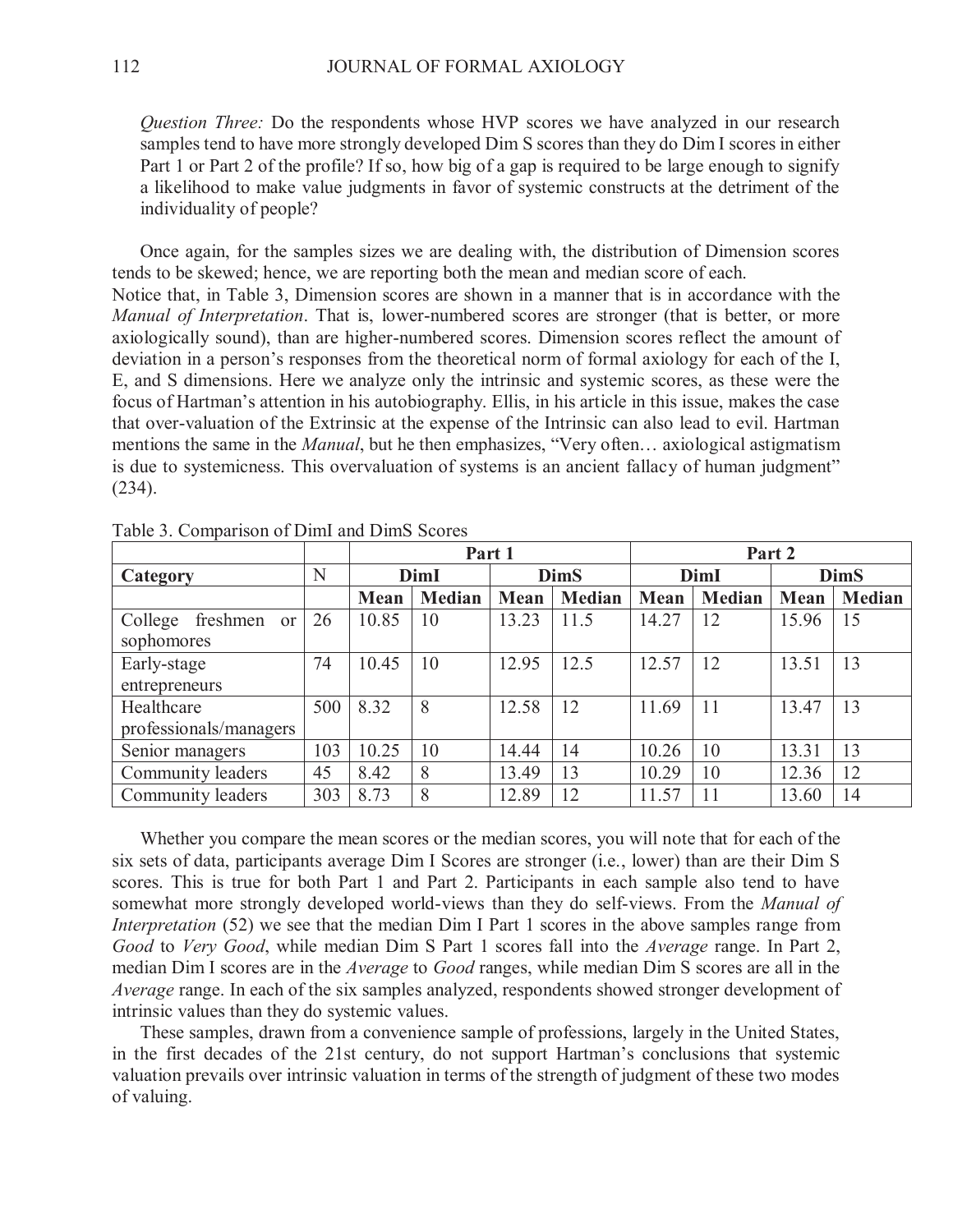*Question Three:* Do the respondents whose HVP scores we have analyzed in our research samples tend to have more strongly developed Dim S scores than they do Dim I scores in either Part 1 or Part 2 of the profile? If so, how big of a gap is required to be large enough to signify a likelihood to make value judgments in favor of systemic constructs at the detriment of the individuality of people?

Once again, for the samples sizes we are dealing with, the distribution of Dimension scores tends to be skewed; hence, we are reporting both the mean and median score of each.
Notice that, in Table 3, Dimension scores are shown in a manner that is in accordance with the *Manual of Interpretation*. That is, lower-numbered scores are stronger (that is better, or more axiologically sound), than are higher-numbered scores. Dimension scores reflect the amount of deviation in a person's responses from the theoretical norm of formal axiology for each of the I, E, and S dimensions. Here we analyze only the intrinsic and systemic scores, as these were the focus of Hartman's attention in his autobiography. Ellis, in his article in this issue, makes the case that over-valuation of the Extrinsic at the expense of the Intrinsic can also lead to evil. Hartman mentions the same in the *Manual*, but he then emphasizes, "Very often… axiological astigmatism is due to systemicness. This overvaluation of systems is an ancient fallacy of human judgment" (234).

Table 3. Comparison of DimI and DimS Scores

| | | Part 1 | | | | Part 2 | | | |
|---|---|---|---|---|---|---|---|---|---|
| **Category** | N | **DimI** | | **DimS** | | **DimI** | | **DimS** | |
| | | **Mean** | **Median** | **Mean** | **Median** | **Mean** | **Median** | **Mean** | **Median** |
| College freshmen or sophomores | 26 | 10.85 | 10 | 13.23 | 11.5 | 14.27 | 12 | 15.96 | 15 |
| Early-stage entrepreneurs | 74 | 10.45 | 10 | 12.95 | 12.5 | 12.57 | 12 | 13.51 | 13 |
| Healthcare professionals/managers | 500 | 8.32 | 8 | 12.58 | 12 | 11.69 | 11 | 13.47 | 13 |
| Senior managers | 103 | 10.25 | 10 | 14.44 | 14 | 10.26 | 10 | 13.31 | 13 |
| Community leaders | 45 | 8.42 | 8 | 13.49 | 13 | 10.29 | 10 | 12.36 | 12 |
| Community leaders | 303 | 8.73 | 8 | 12.89 | 12 | 11.57 | 11 | 13.60 | 14 |

Whether you compare the mean scores or the median scores, you will note that for each of the six sets of data, participants average Dim I Scores are stronger (i.e., lower) than are their Dim S scores. This is true for both Part 1 and Part 2. Participants in each sample also tend to have somewhat more strongly developed world-views than they do self-views. From the *Manual of Interpretation* (52) we see that the median Dim I Part 1 scores in the above samples range from *Good* to *Very Good*, while median Dim S Part 1 scores fall into the *Average* range. In Part 2, median Dim I scores are in the *Average* to *Good* ranges, while median Dim S scores are all in the *Average* range. In each of the six samples analyzed, respondents showed stronger development of intrinsic values than they do systemic values.

These samples, drawn from a convenience sample of professions, largely in the United States, in the first decades of the 21st century, do not support Hartman's conclusions that systemic valuation prevails over intrinsic valuation in terms of the strength of judgment of these two modes of valuing.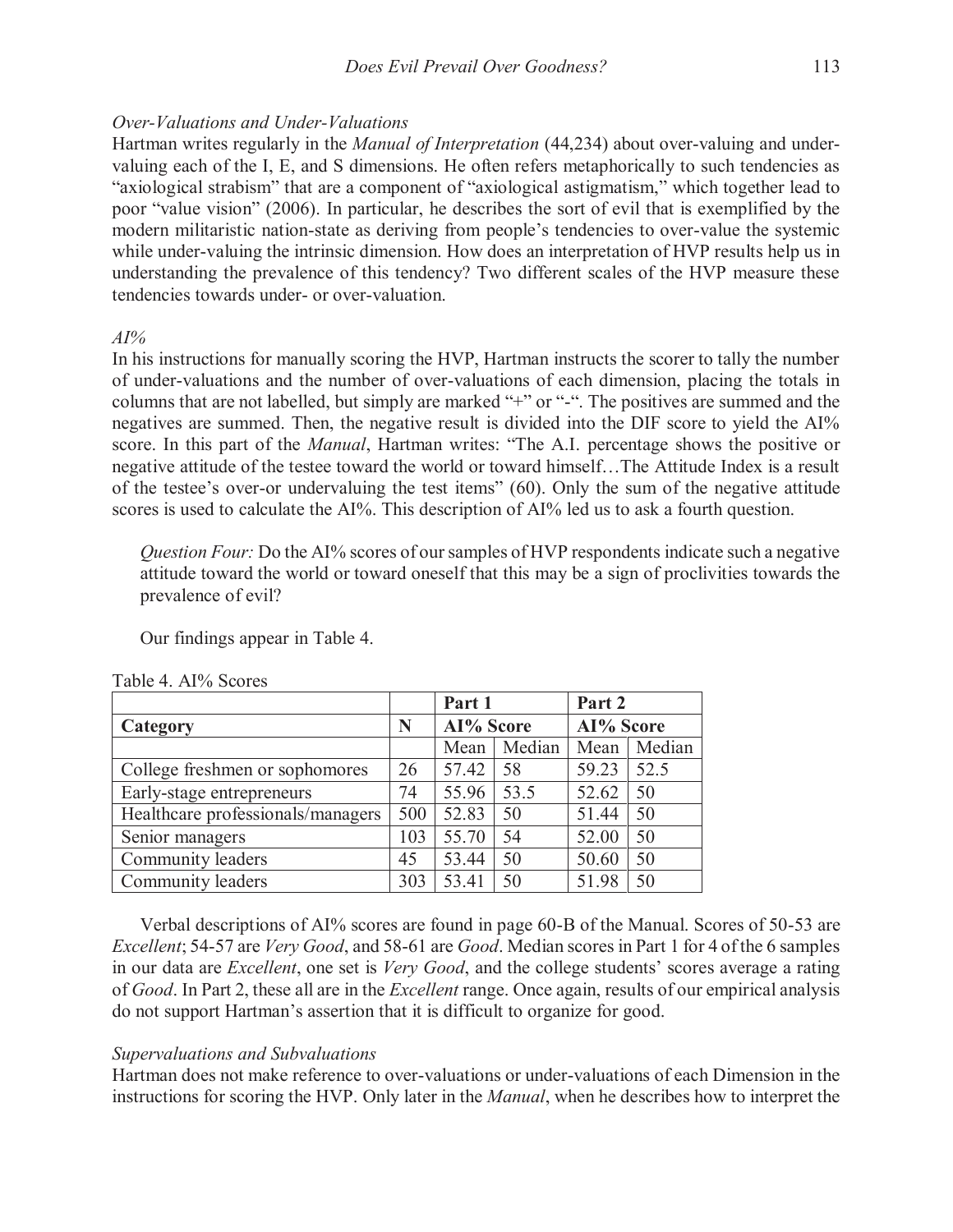*Over-Valuations and Under-Valuations*

Hartman writes regularly in the *Manual of Interpretation* (44,234) about over-valuing and under-valuing each of the I, E, and S dimensions. He often refers metaphorically to such tendencies as "axiological strabism" that are a component of "axiological astigmatism," which together lead to poor "value vision" (2006). In particular, he describes the sort of evil that is exemplified by the modern militaristic nation-state as deriving from people's tendencies to over-value the systemic while under-valuing the intrinsic dimension. How does an interpretation of HVP results help us in understanding the prevalence of this tendency? Two different scales of the HVP measure these tendencies towards under- or over-valuation.

*AI%*

In his instructions for manually scoring the HVP, Hartman instructs the scorer to tally the number of under-valuations and the number of over-valuations of each dimension, placing the totals in columns that are not labelled, but simply are marked "+" or "-". The positives are summed and the negatives are summed. Then, the negative result is divided into the DIF score to yield the AI% score. In this part of the *Manual*, Hartman writes: "The A.I. percentage shows the positive or negative attitude of the testee toward the world or toward himself…The Attitude Index is a result of the testee's over-or undervaluing the test items" (60). Only the sum of the negative attitude scores is used to calculate the AI%. This description of AI% led us to ask a fourth question.

> *Question Four:* Do the AI% scores of our samples of HVP respondents indicate such a negative attitude toward the world or toward oneself that this may be a sign of proclivities towards the prevalence of evil?

Our findings appear in Table 4.

Table 4. AI% Scores

| | | Part 1 | | Part 2 | |
|---|---|---|---|---|---|
| **Category** | **N** | **AI% Score** | | **AI% Score** | |
| | | Mean | Median | Mean | Median |
| College freshmen or sophomores | 26 | 57.42 | 58 | 59.23 | 52.5 |
| Early-stage entrepreneurs | 74 | 55.96 | 53.5 | 52.62 | 50 |
| Healthcare professionals/managers | 500 | 52.83 | 50 | 51.44 | 50 |
| Senior managers | 103 | 55.70 | 54 | 52.00 | 50 |
| Community leaders | 45 | 53.44 | 50 | 50.60 | 50 |
| Community leaders | 303 | 53.41 | 50 | 51.98 | 50 |

Verbal descriptions of AI% scores are found in page 60-B of the Manual. Scores of 50-53 are *Excellent*; 54-57 are *Very Good*, and 58-61 are *Good*. Median scores in Part 1 for 4 of the 6 samples in our data are *Excellent*, one set is *Very Good*, and the college students' scores average a rating of *Good*. In Part 2, these all are in the *Excellent* range. Once again, results of our empirical analysis do not support Hartman's assertion that it is difficult to organize for good.

*Supervaluations and Subvaluations*

Hartman does not make reference to over-valuations or under-valuations of each Dimension in the instructions for scoring the HVP. Only later in the *Manual*, when he describes how to interpret the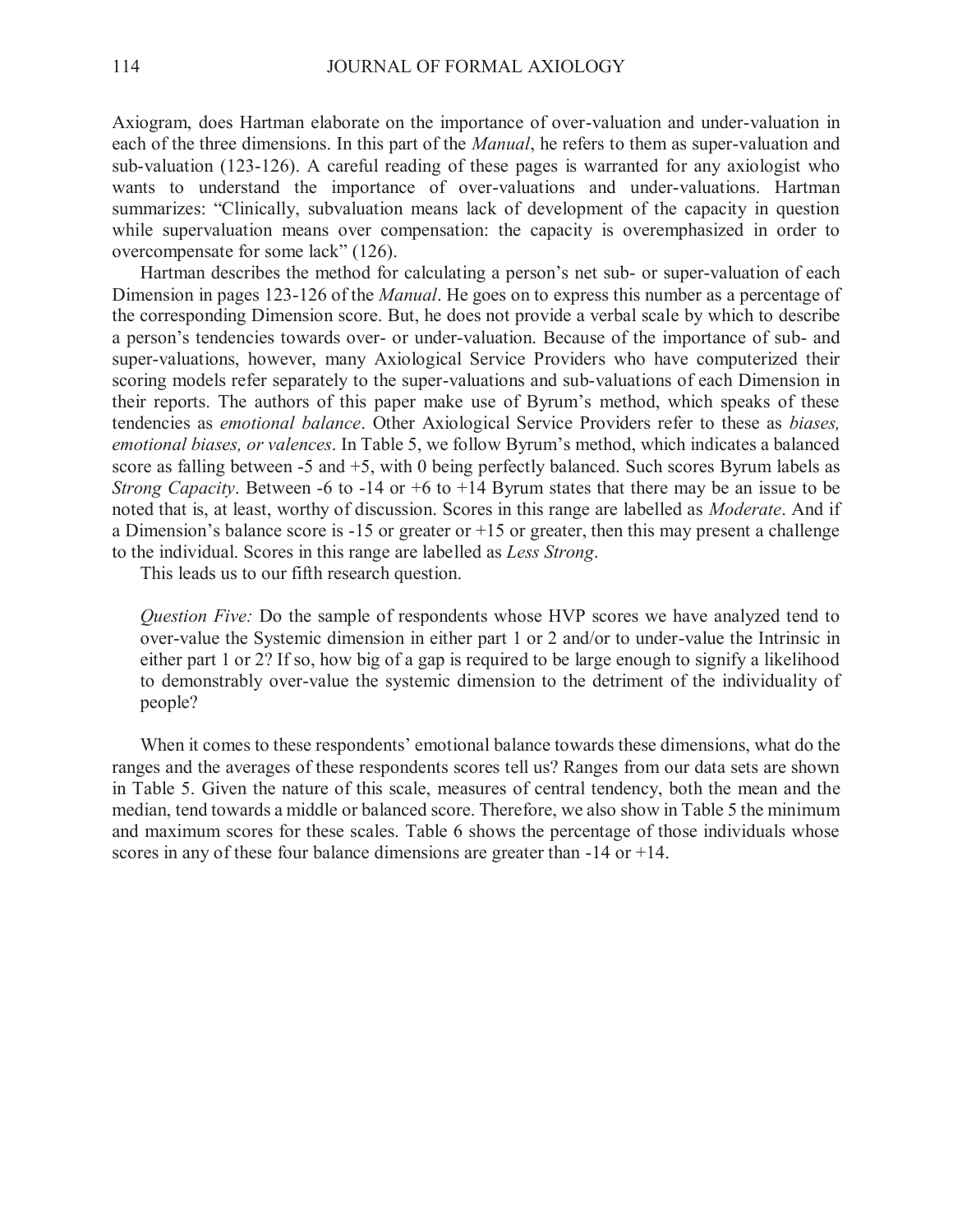Axiogram, does Hartman elaborate on the importance of over-valuation and under-valuation in each of the three dimensions. In this part of the *Manual*, he refers to them as super-valuation and sub-valuation (123-126). A careful reading of these pages is warranted for any axiologist who wants to understand the importance of over-valuations and under-valuations. Hartman summarizes: "Clinically, subvaluation means lack of development of the capacity in question while supervaluation means over compensation: the capacity is overemphasized in order to overcompensate for some lack" (126).

Hartman describes the method for calculating a person's net sub- or super-valuation of each Dimension in pages 123-126 of the *Manual*. He goes on to express this number as a percentage of the corresponding Dimension score. But, he does not provide a verbal scale by which to describe a person's tendencies towards over- or under-valuation. Because of the importance of sub- and super-valuations, however, many Axiological Service Providers who have computerized their scoring models refer separately to the super-valuations and sub-valuations of each Dimension in their reports. The authors of this paper make use of Byrum's method, which speaks of these tendencies as *emotional balance*. Other Axiological Service Providers refer to these as *biases, emotional biases, or valences*. In Table 5, we follow Byrum's method, which indicates a balanced score as falling between -5 and +5, with 0 being perfectly balanced. Such scores Byrum labels as *Strong Capacity*. Between -6 to -14 or +6 to +14 Byrum states that there may be an issue to be noted that is, at least, worthy of discussion. Scores in this range are labelled as *Moderate*. And if a Dimension's balance score is -15 or greater or +15 or greater, then this may present a challenge to the individual. Scores in this range are labelled as *Less Strong*.

This leads us to our fifth research question.

> *Question Five:* Do the sample of respondents whose HVP scores we have analyzed tend to over-value the Systemic dimension in either part 1 or 2 and/or to under-value the Intrinsic in either part 1 or 2? If so, how big of a gap is required to be large enough to signify a likelihood to demonstrably over-value the systemic dimension to the detriment of the individuality of people?

When it comes to these respondents' emotional balance towards these dimensions, what do the ranges and the averages of these respondents scores tell us? Ranges from our data sets are shown in Table 5. Given the nature of this scale, measures of central tendency, both the mean and the median, tend towards a middle or balanced score. Therefore, we also show in Table 5 the minimum and maximum scores for these scales. Table 6 shows the percentage of those individuals whose scores in any of these four balance dimensions are greater than -14 or +14.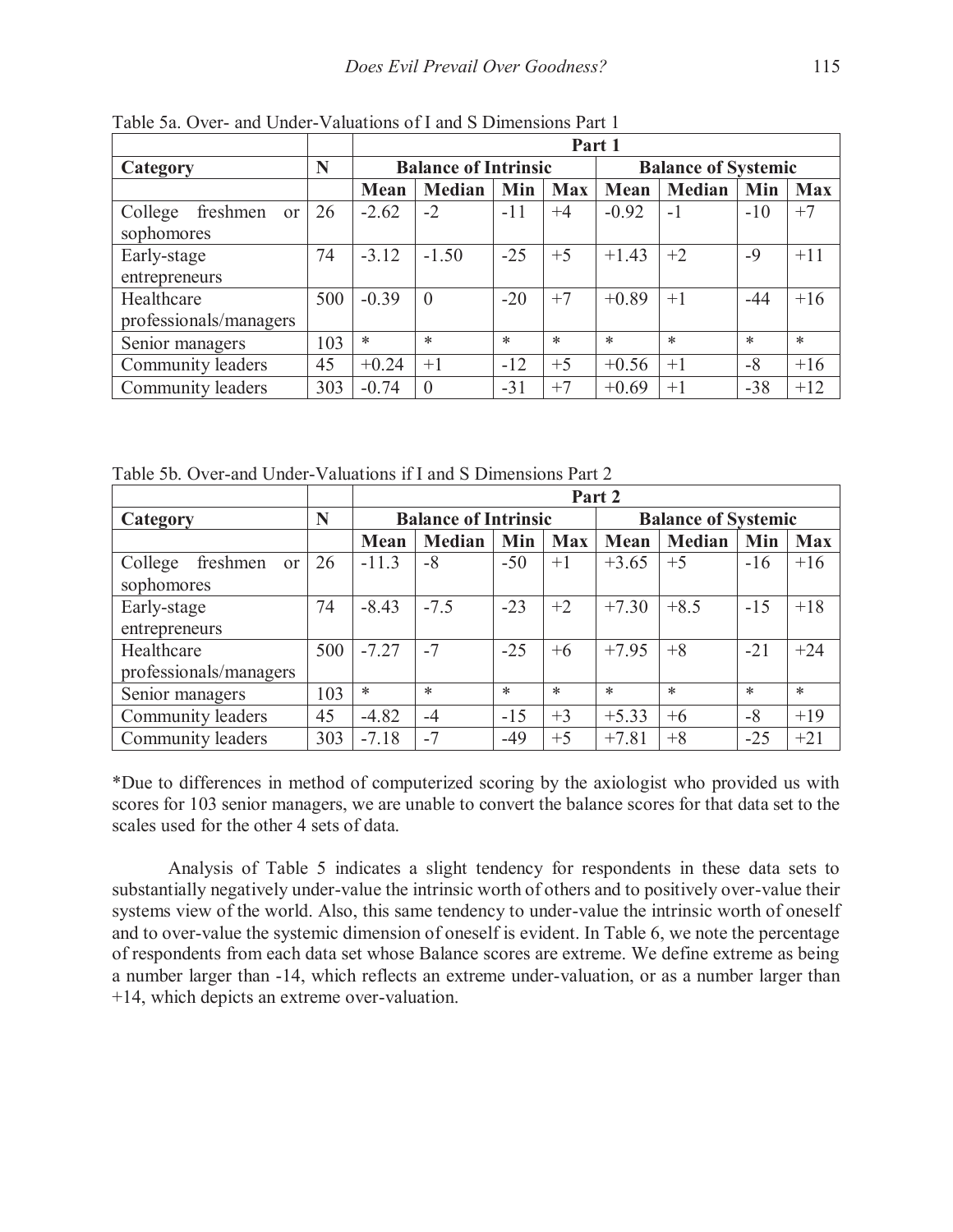Table 5a. Over- and Under-Valuations of I and S Dimensions Part 1

| | | Part 1 | | | | | | | |
|---|---|---|---|---|---|---|---|---|---|
| **Category** | **N** | **Balance of Intrinsic** | | | | **Balance of Systemic** | | | |
| | | **Mean** | **Median** | **Min** | **Max** | **Mean** | **Median** | **Min** | **Max** |
| College freshmen or sophomores | 26 | -2.62 | -2 | -11 | +4 | -0.92 | -1 | -10 | +7 |
| Early-stage entrepreneurs | 74 | -3.12 | -1.50 | -25 | +5 | +1.43 | +2 | -9 | +11 |
| Healthcare professionals/managers | 500 | -0.39 | 0 | -20 | +7 | +0.89 | +1 | -44 | +16 |
| Senior managers | 103 | * | * | * | * | * | * | * | * |
| Community leaders | 45 | +0.24 | +1 | -12 | +5 | +0.56 | +1 | -8 | +16 |
| Community leaders | 303 | -0.74 | 0 | -31 | +7 | +0.69 | +1 | -38 | +12 |

Table 5b. Over-and Under-Valuations if I and S Dimensions Part 2

| | | Part 2 | | | | | | | |
|---|---|---|---|---|---|---|---|---|---|
| **Category** | **N** | **Balance of Intrinsic** | | | | **Balance of Systemic** | | | |
| | | **Mean** | **Median** | **Min** | **Max** | **Mean** | **Median** | **Min** | **Max** |
| College freshmen or sophomores | 26 | -11.3 | -8 | -50 | +1 | +3.65 | +5 | -16 | +16 |
| Early-stage entrepreneurs | 74 | -8.43 | -7.5 | -23 | +2 | +7.30 | +8.5 | -15 | +18 |
| Healthcare professionals/managers | 500 | -7.27 | -7 | -25 | +6 | +7.95 | +8 | -21 | +24 |
| Senior managers | 103 | * | * | * | * | * | * | * | * |
| Community leaders | 45 | -4.82 | -4 | -15 | +3 | +5.33 | +6 | -8 | +19 |
| Community leaders | 303 | -7.18 | -7 | -49 | +5 | +7.81 | +8 | -25 | +21 |

*Due to differences in method of computerized scoring by the axiologist who provided us with scores for 103 senior managers, we are unable to convert the balance scores for that data set to the scales used for the other 4 sets of data.

Analysis of Table 5 indicates a slight tendency for respondents in these data sets to substantially negatively under-value the intrinsic worth of others and to positively over-value their systems view of the world. Also, this same tendency to under-value the intrinsic worth of oneself and to over-value the systemic dimension of oneself is evident. In Table 6, we note the percentage of respondents from each data set whose Balance scores are extreme. We define extreme as being a number larger than -14, which reflects an extreme under-valuation, or as a number larger than +14, which depicts an extreme over-valuation.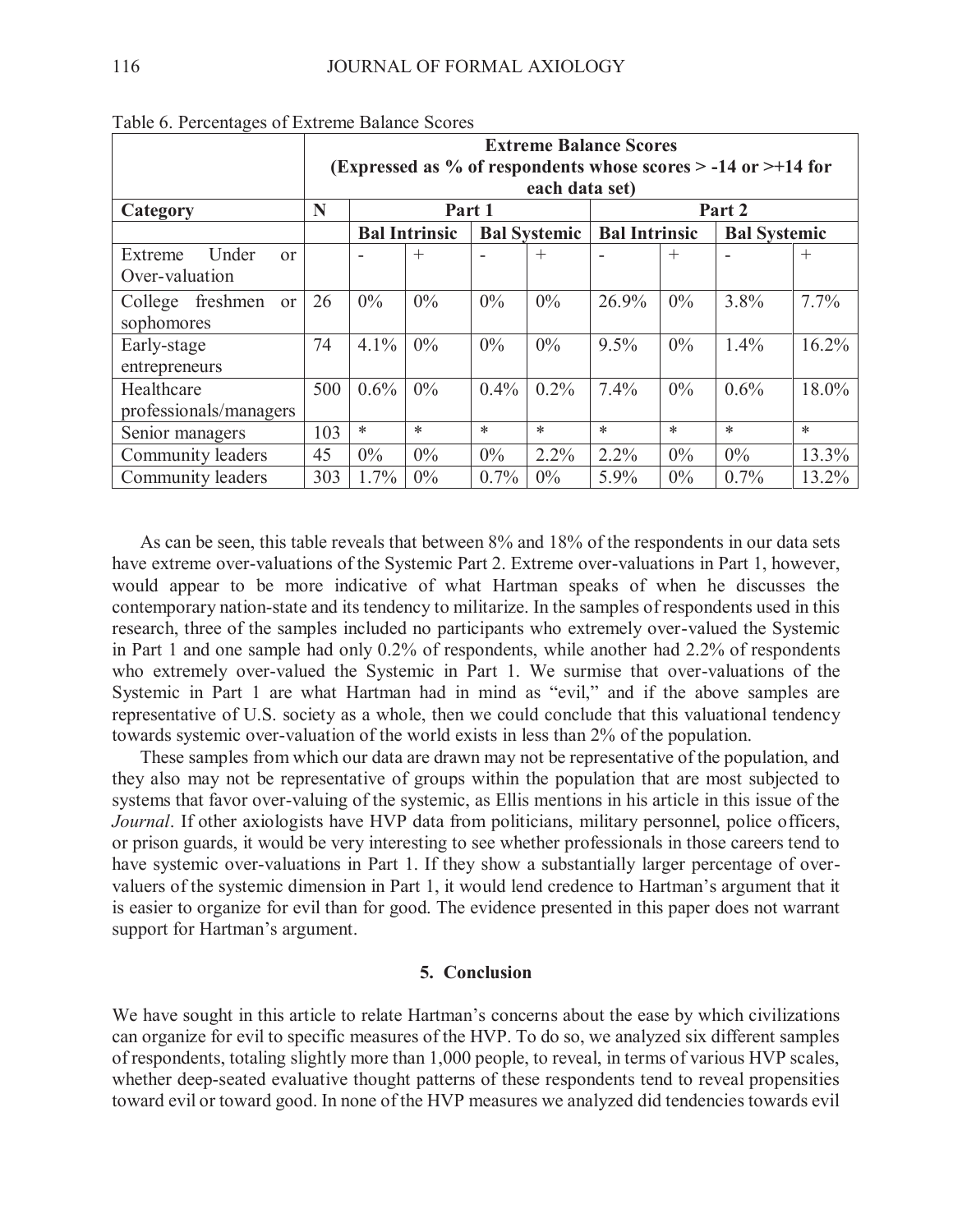Table 6. Percentages of Extreme Balance Scores

| | Extreme Balance Scores (Expressed as % of respondents whose scores > -14 or >+14 for each data set) | | | | | | | | |
|---|---|---|---|---|---|---|---|---|---|
| **Category** | **N** | **Part 1** | | | | **Part 2** | | | |
| | | **Bal Intrinsic** | | **Bal Systemic** | | **Bal Intrinsic** | | **Bal Systemic** | |
| Extreme Under or Over-valuation | | - | + | - | + | - | + | - | + |
| College freshmen or sophomores | 26 | 0% | 0% | 0% | 0% | 26.9% | 0% | 3.8% | 7.7% |
| Early-stage entrepreneurs | 74 | 4.1% | 0% | 0% | 0% | 9.5% | 0% | 1.4% | 16.2% |
| Healthcare professionals/managers | 500 | 0.6% | 0% | 0.4% | 0.2% | 7.4% | 0% | 0.6% | 18.0% |
| Senior managers | 103 | * | * | * | * | * | * | * | * |
| Community leaders | 45 | 0% | 0% | 0% | 2.2% | 2.2% | 0% | 0% | 13.3% |
| Community leaders | 303 | 1.7% | 0% | 0.7% | 0% | 5.9% | 0% | 0.7% | 13.2% |

As can be seen, this table reveals that between 8% and 18% of the respondents in our data sets have extreme over-valuations of the Systemic Part 2. Extreme over-valuations in Part 1, however, would appear to be more indicative of what Hartman speaks of when he discusses the contemporary nation-state and its tendency to militarize. In the samples of respondents used in this research, three of the samples included no participants who extremely over-valued the Systemic in Part 1 and one sample had only 0.2% of respondents, while another had 2.2% of respondents who extremely over-valued the Systemic in Part 1. We surmise that over-valuations of the Systemic in Part 1 are what Hartman had in mind as "evil," and if the above samples are representative of U.S. society as a whole, then we could conclude that this valuational tendency towards systemic over-valuation of the world exists in less than 2% of the population.

These samples from which our data are drawn may not be representative of the population, and they also may not be representative of groups within the population that are most subjected to systems that favor over-valuing of the systemic, as Ellis mentions in his article in this issue of the *Journal*. If other axiologists have HVP data from politicians, military personnel, police officers, or prison guards, it would be very interesting to see whether professionals in those careers tend to have systemic over-valuations in Part 1. If they show a substantially larger percentage of over-valuers of the systemic dimension in Part 1, it would lend credence to Hartman's argument that it is easier to organize for evil than for good. The evidence presented in this paper does not warrant support for Hartman's argument.

## 5. Conclusion

We have sought in this article to relate Hartman's concerns about the ease by which civilizations can organize for evil to specific measures of the HVP. To do so, we analyzed six different samples of respondents, totaling slightly more than 1,000 people, to reveal, in terms of various HVP scales, whether deep-seated evaluative thought patterns of these respondents tend to reveal propensities toward evil or toward good. In none of the HVP measures we analyzed did tendencies towards evil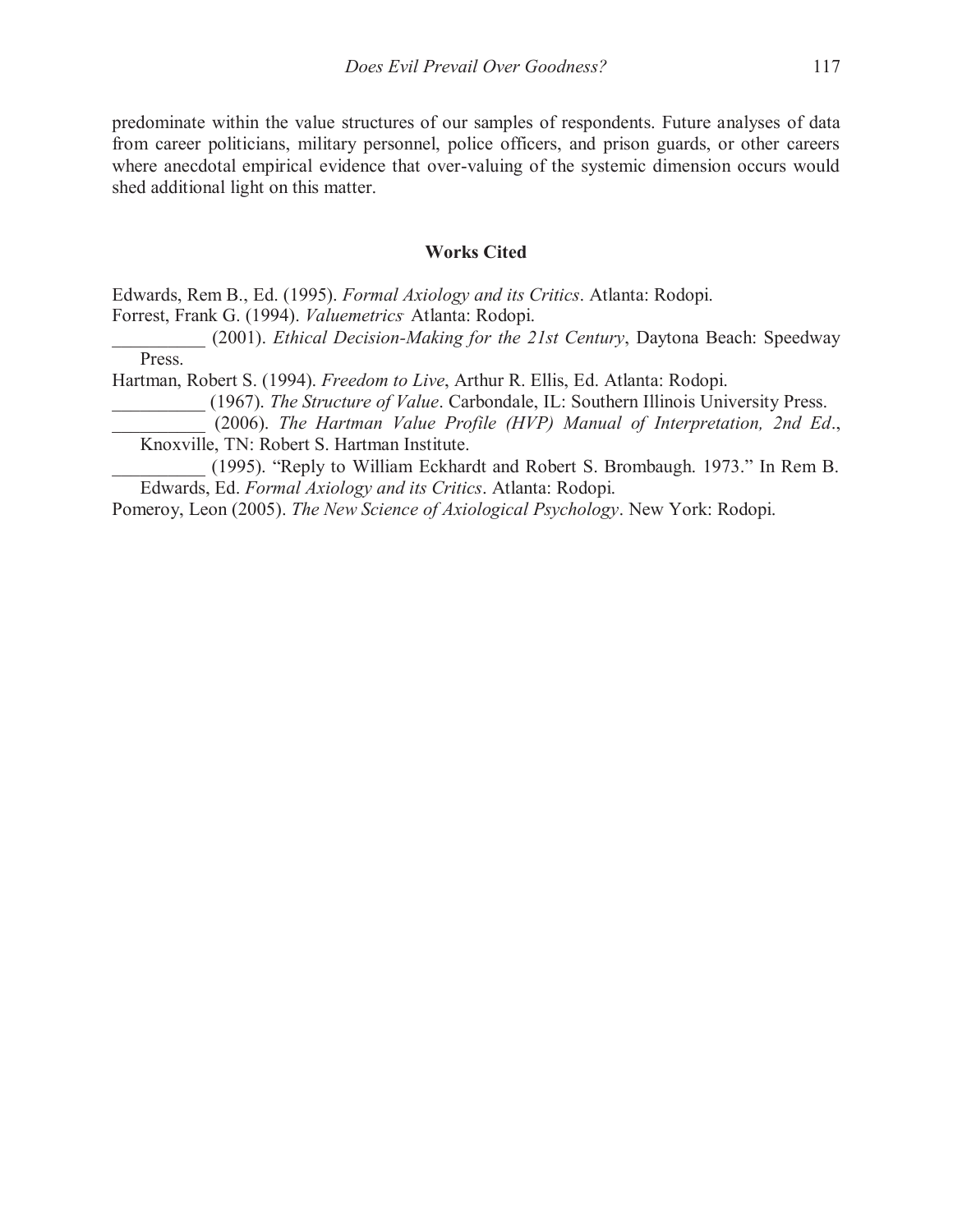predominate within the value structures of our samples of respondents. Future analyses of data from career politicians, military personnel, police officers, and prison guards, or other careers where anecdotal empirical evidence that over-valuing of the systemic dimension occurs would shed additional light on this matter.

## Works Cited

Edwards, Rem B., Ed. (1995). *Formal Axiology and its Critics*. Atlanta: Rodopi.

Forrest, Frank G. (1994). *Valuemetrics* Atlanta: Rodopi.

__________ (2001). *Ethical Decision-Making for the 21st Century*, Daytona Beach: Speedway Press.

Hartman, Robert S. (1994). *Freedom to Live*, Arthur R. Ellis, Ed. Atlanta: Rodopi.

__________ (1967). *The Structure of Value*. Carbondale, IL: Southern Illinois University Press.

__________ (2006). *The Hartman Value Profile (HVP) Manual of Interpretation, 2nd Ed*., Knoxville, TN: Robert S. Hartman Institute.

__________ (1995). "Reply to William Eckhardt and Robert S. Brombaugh. 1973." In Rem B. Edwards, Ed. *Formal Axiology and its Critics*. Atlanta: Rodopi.

Pomeroy, Leon (2005). *The New Science of Axiological Psychology*. New York: Rodopi.